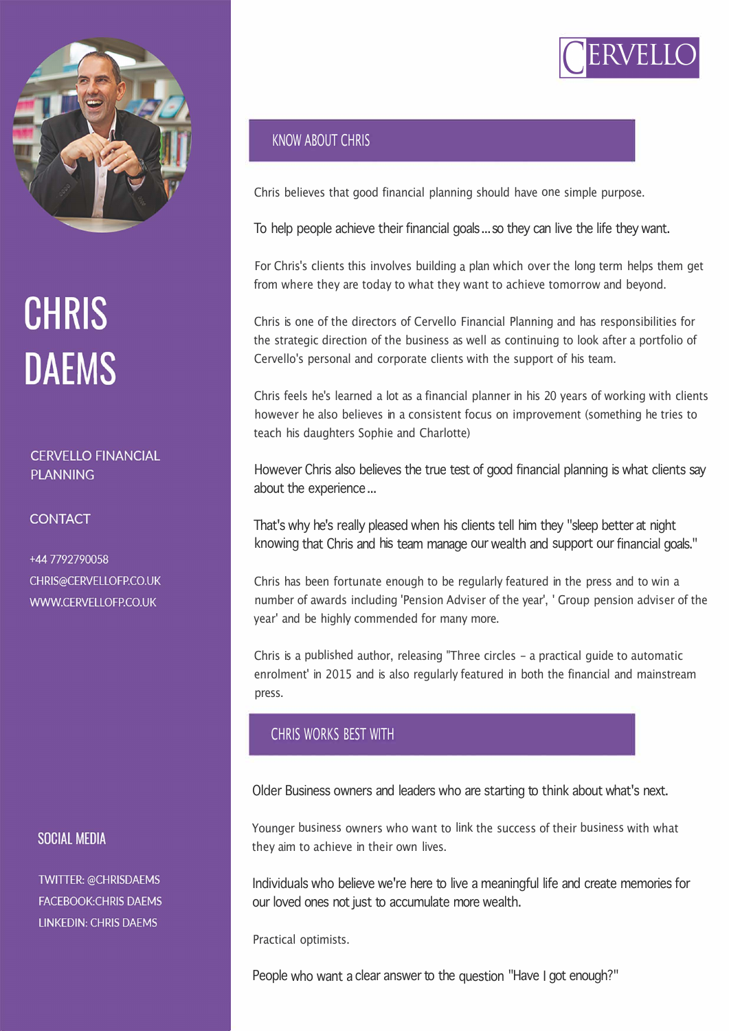# CHRIS DAEMS

CERVELLO FINANCIAL PLANNING

CONTACT

+44 7792790058
CHRIS@CERVELLOFP.CO.UK
WWW.CERVELLOFP.CO.UK

SOCIAL MEDIA

TWITTER: @CHRISDAEMS
FACEBOOK:CHRIS DAEMS
LINKEDIN: CHRIS DAEMS

CERVELLO

## KNOW ABOUT CHRIS

Chris believes that good financial planning should have one simple purpose.

To help people achieve their financial goals...so they can live the life they want.

For Chris's clients this involves building a plan which over the long term helps them get from where they are today to what they want to achieve tomorrow and beyond.

Chris is one of the directors of Cervello Financial Planning and has responsibilities for the strategic direction of the business as well as continuing to look after a portfolio of Cervello's personal and corporate clients with the support of his team.

Chris feels he's learned a lot as a financial planner in his 20 years of working with clients however he also believes in a consistent focus on improvement (something he tries to teach his daughters Sophie and Charlotte)

However Chris also believes the true test of good financial planning is what clients say about the experience...

That's why he's really pleased when his clients tell him they "sleep better at night knowing that Chris and his team manage our wealth and support our financial goals."

Chris has been fortunate enough to be regularly featured in the press and to win a number of awards including 'Pension Adviser of the year', ' Group pension adviser of the year' and be highly commended for many more.

Chris is a published author, releasing "Three circles – a practical guide to automatic enrolment' in 2015 and is also regularly featured in both the financial and mainstream press.

## CHRIS WORKS BEST WITH

Older Business owners and leaders who are starting to think about what's next.

Younger business owners who want to link the success of their business with what they aim to achieve in their own lives.

Individuals who believe we're here to live a meaningful life and create memories for our loved ones not just to accumulate more wealth.

Practical optimists.

People who want a clear answer to the question "Have I got enough?"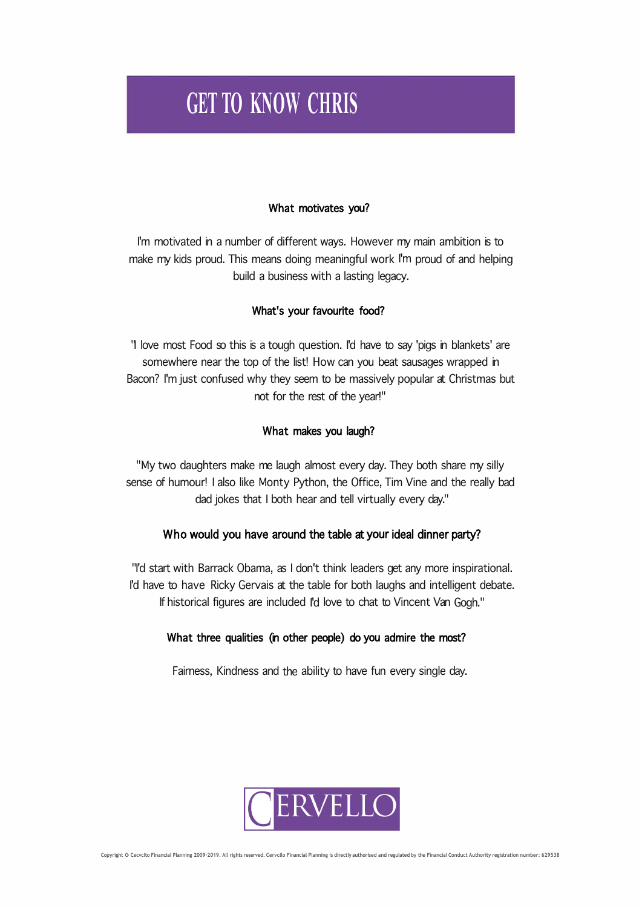# GET TO KNOW CHRIS

**What motivates you?**

I'm motivated in a number of different ways. However my main ambition is to make my kids proud. This means doing meaningful work I'm proud of and helping build a business with a lasting legacy.

**What's your favourite food?**

"I love most Food so this is a tough question. I'd have to say 'pigs in blankets' are somewhere near the top of the list! How can you beat sausages wrapped in Bacon? I'm just confused why they seem to be massively popular at Christmas but not for the rest of the year!"

**What makes you laugh?**

"My two daughters make me laugh almost every day. They both share my silly sense of humour! I also like Monty Python, the Office, Tim Vine and the really bad dad jokes that I both hear and tell virtually every day."

**Who would you have around the table at your ideal dinner party?**

"I'd start with Barrack Obama, as I don't think leaders get any more inspirational. I'd have to have Ricky Gervais at the table for both laughs and intelligent debate. If historical figures are included I'd love to chat to Vincent Van Gogh."

**What three qualities (in other people) do you admire the most?**

Fairness, Kindness and the ability to have fun every single day.

CERVELLO

Copyright © Cervello Financial Planning 2009-2019. All rights reserved. Cervello Financial Planning is directly authorised and regulated by the Financial Conduct Authority registration number: 629538